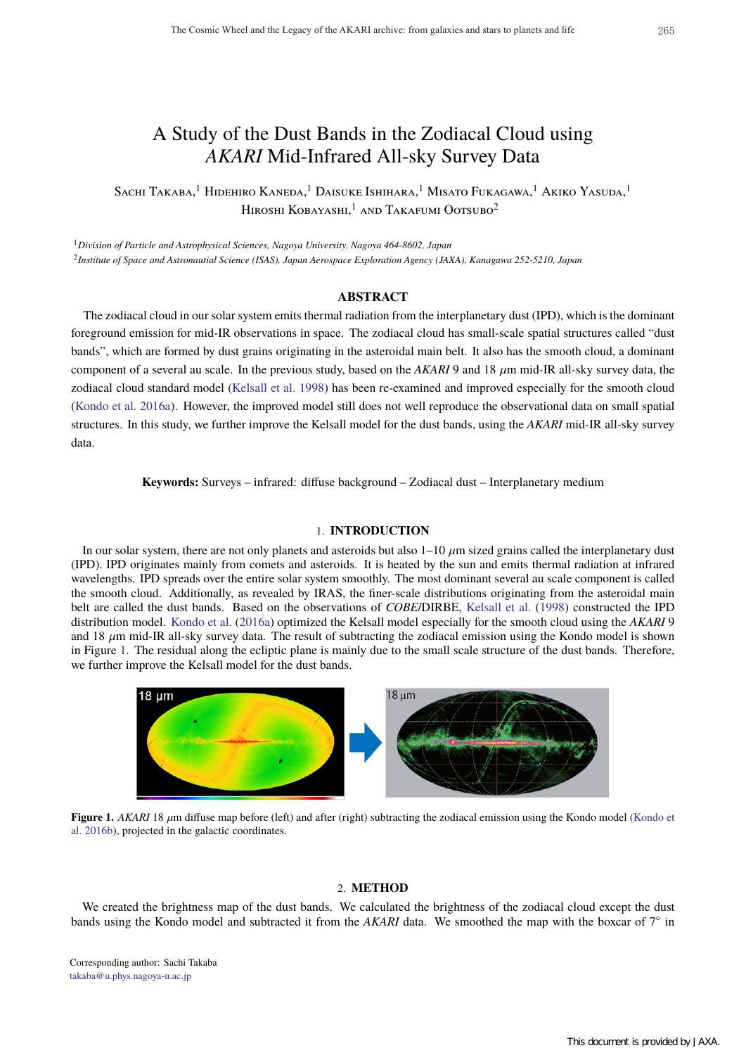# A Study of the Dust Bands in the Zodiacal Cloud using *AKARI* Mid-Infrared All-sky Survey Data

Sachi Takaba,[1] Hidehiro Kaneda,[1] Daisuke Ishihara,[1] Misato Fukagawa,[1] Akiko Yasuda,[1] Hiroshi Kobayashi,[1] and Takafumi Ootsubo[2]

[1] *Division of Particle and Astrophysical Sciences, Nagoya University, Nagoya 464-8602, Japan*
[2] *Institute of Space and Astronautial Science (ISAS), Japan Aerospace Exploration Agency (JAXA), Kanagawa 252-5210, Japan*

## ABSTRACT

The zodiacal cloud in our solar system emits thermal radiation from the interplanetary dust (IPD), which is the dominant foreground emission for mid-IR observations in space. The zodiacal cloud has small-scale spatial structures called "dust bands", which are formed by dust grains originating in the asteroidal main belt. It also has the smooth cloud, a dominant component of a several au scale. In the previous study, based on the *AKARI* 9 and 18 $\mu$m mid-IR all-sky survey data, the zodiacal cloud standard model (Kelsall et al. 1998) has been re-examined and improved especially for the smooth cloud (Kondo et al. 2016a). However, the improved model still does not well reproduce the observational data on small spatial structures. In this study, we further improve the Kelsall model for the dust bands, using the *AKARI* mid-IR all-sky survey data.

**Keywords:** Surveys – infrared: diffuse background – Zodiacal dust – Interplanetary medium

## 1. INTRODUCTION

In our solar system, there are not only planets and asteroids but also 1–10 $\mu$m sized grains called the interplanetary dust (IPD). IPD originates mainly from comets and asteroids. It is heated by the sun and emits thermal radiation at infrared wavelengths. IPD spreads over the entire solar system smoothly. The most dominant several au scale component is called the smooth cloud. Additionally, as revealed by IRAS, the finer-scale distributions originating from the asteroidal main belt are called the dust bands. Based on the observations of *COBE*/DIRBE, Kelsall et al. (1998) constructed the IPD distribution model. Kondo et al. (2016a) optimized the Kelsall model especially for the smooth cloud using the *AKARI* 9 and 18 $\mu$m mid-IR all-sky survey data. The result of subtracting the zodiacal emission using the Kondo model is shown in Figure 1. The residual along the ecliptic plane is mainly due to the small scale structure of the dust bands. Therefore, we further improve the Kelsall model for the dust bands.

**Figure 1.** *AKARI* 18 $\mu$m diffuse map before (left) and after (right) subtracting the zodiacal emission using the Kondo model (Kondo et al. 2016b), projected in the galactic coordinates.

## 2. METHOD

We created the brightness map of the dust bands. We calculated the brightness of the zodiacal cloud except the dust bands using the Kondo model and subtracted it from the *AKARI* data. We smoothed the map with the boxcar of 7° in

Corresponding author: Sachi Takaba
takaba@u.phys.nagoya-u.ac.jp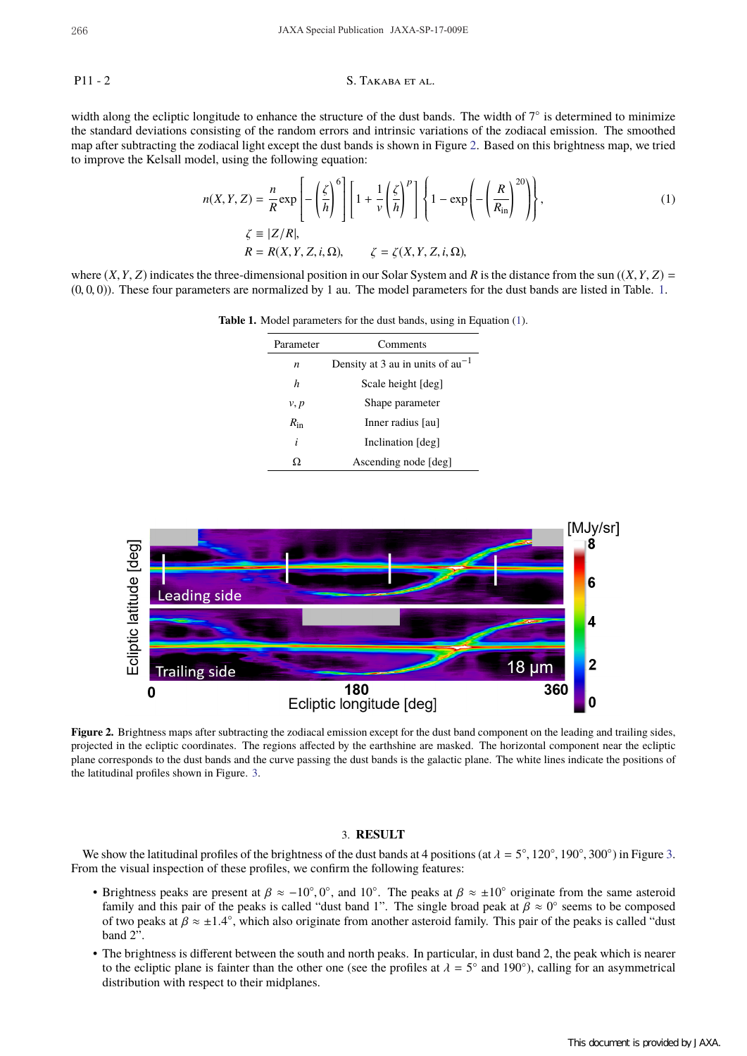width along the ecliptic longitude to enhance the structure of the dust bands. The width of 7° is determined to minimize the standard deviations consisting of the random errors and intrinsic variations of the zodiacal emission. The smoothed map after subtracting the zodiacal light except the dust bands is shown in Figure 2. Based on this brightness map, we tried to improve the Kelsall model, using the following equation:

$$n(X,Y,Z) = \frac{n}{R}\exp\left[-\left(\frac{\zeta}{h}\right)^6\right]\left[1+\frac{1}{\nu}\left(\frac{\zeta}{h}\right)^p\right]\left\{1-\exp\left(-\left(\frac{R}{R_{\mathrm{in}}}\right)^{20}\right)\right\}, \tag{1}$$

$$\zeta \equiv |Z/R|,$$

$$R = R(X,Y,Z,i,\Omega), \qquad \zeta = \zeta(X,Y,Z,i,\Omega),$$

where $(X,Y,Z)$ indicates the three-dimensional position in our Solar System and $R$ is the distance from the sun ($(X,Y,Z) = (0,0,0)$). These four parameters are normalized by 1 au. The model parameters for the dust bands are listed in Table. 1.

**Table 1.** Model parameters for the dust bands, using in Equation (1).

| Parameter | Comments |
|---|---|
| $n$ | Density at 3 au in units of au$^{-1}$ |
| $h$ | Scale height [deg] |
| $\nu, p$ | Shape parameter |
| $R_{\mathrm{in}}$ | Inner radius [au] |
| $i$ | Inclination [deg] |
| $\Omega$ | Ascending node [deg] |

**Figure 2.** Brightness maps after subtracting the zodiacal emission except for the dust band component on the leading and trailing sides, projected in the ecliptic coordinates. The regions affected by the earthshine are masked. The horizontal component near the ecliptic plane corresponds to the dust bands and the curve passing the dust bands is the galactic plane. The white lines indicate the positions of the latitudinal profiles shown in Figure. 3.

## 3. RESULT

We show the latitudinal profiles of the brightness of the dust bands at 4 positions (at $\lambda = 5°, 120°, 190°, 300°$) in Figure 3. From the visual inspection of these profiles, we confirm the following features:

- Brightness peaks are present at $\beta \approx -10°, 0°$, and $10°$. The peaks at $\beta \approx \pm 10°$ originate from the same asteroid family and this pair of the peaks is called "dust band 1". The single broad peak at $\beta \approx 0°$ seems to be composed of two peaks at $\beta \approx \pm 1.4°$, which also originate from another asteroid family. This pair of the peaks is called "dust band 2".
- The brightness is different between the south and north peaks. In particular, in dust band 2, the peak which is nearer to the ecliptic plane is fainter than the other one (see the profiles at $\lambda = 5°$ and $190°$), calling for an asymmetrical distribution with respect to their midplanes.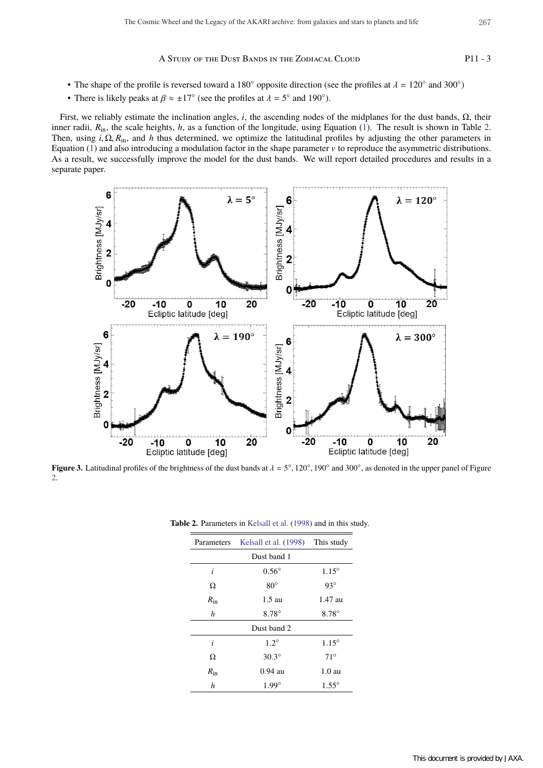- The shape of the profile is reversed toward a 180° opposite direction (see the profiles at $\lambda = 120°$ and $300°$)
- There is likely peaks at $\beta \approx \pm 17°$ (see the profiles at $\lambda = 5°$ and $190°$).

First, we reliably estimate the inclination angles, $i$, the ascending nodes of the midplanes for the dust bands, $\Omega$, their inner radii, $R_{\text{in}}$, the scale heights, $h$, as a function of the longitude, using Equation (1). The result is shown in Table 2. Then, using $i, \Omega, R_{\text{in}}$, and $h$ thus determined, we optimize the latitudinal profiles by adjusting the other parameters in Equation (1) and also introducing a modulation factor in the shape parameter $v$ to reproduce the asymmetric distributions. As a result, we successfully improve the model for the dust bands. We will report detailed procedures and results in a separate paper.

**Figure 3.** Latitudinal profiles of the brightness of the dust bands at $\lambda = 5°$, $120°$, $190°$ and $300°$, as denoted in the upper panel of Figure 2.

**Table 2.** Parameters in Kelsall et al. (1998) and in this study.

| Parameters | Kelsall et al. (1998) | This study |
|---|---|---|
| Dust band 1 | | |
| $i$ | 0.56° | 1.15° |
| $\Omega$ | 80° | 93° |
| $R_{\text{in}}$ | 1.5 au | 1.47 au |
| $h$ | 8.78° | 8.78° |
| Dust band 2 | | |
| $i$ | 1.2° | 1.15° |
| $\Omega$ | 30.3° | 71° |
| $R_{\text{in}}$ | 0.94 au | 1.0 au |
| $h$ | 1.99° | 1.55° |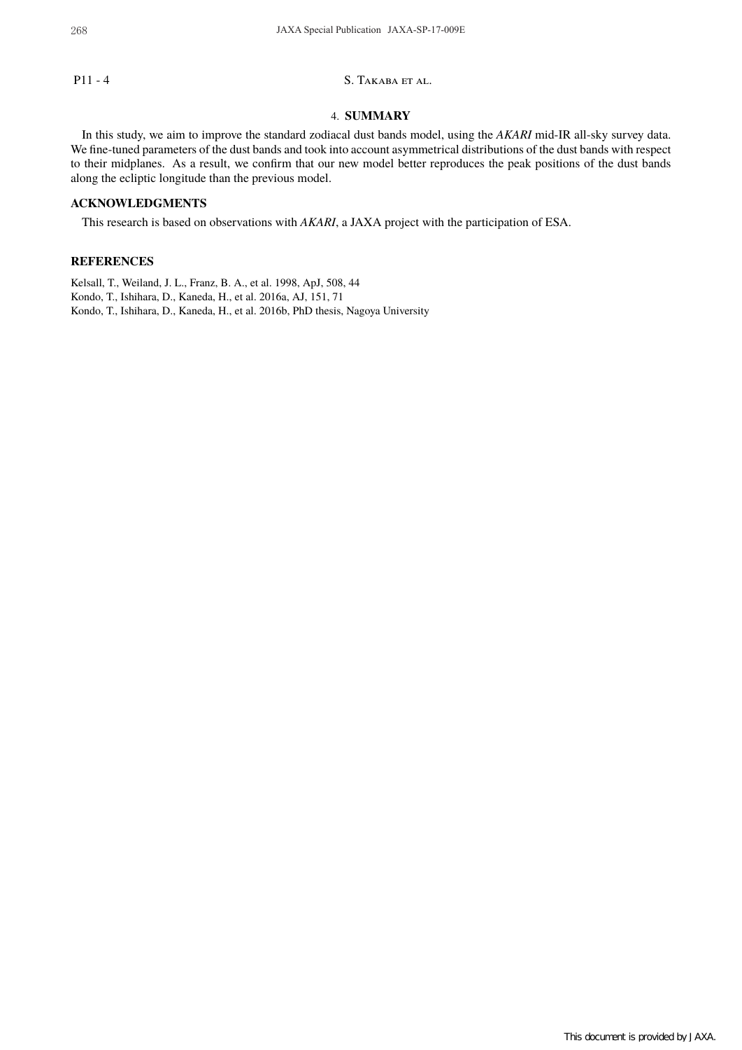## 4. SUMMARY

In this study, we aim to improve the standard zodiacal dust bands model, using the *AKARI* mid-IR all-sky survey data. We fine-tuned parameters of the dust bands and took into account asymmetrical distributions of the dust bands with respect to their midplanes. As a result, we confirm that our new model better reproduces the peak positions of the dust bands along the ecliptic longitude than the previous model.

## ACKNOWLEDGMENTS

This research is based on observations with *AKARI*, a JAXA project with the participation of ESA.

## REFERENCES

Kelsall, T., Weiland, J. L., Franz, B. A., et al. 1998, ApJ, 508, 44
Kondo, T., Ishihara, D., Kaneda, H., et al. 2016a, AJ, 151, 71
Kondo, T., Ishihara, D., Kaneda, H., et al. 2016b, PhD thesis, Nagoya University